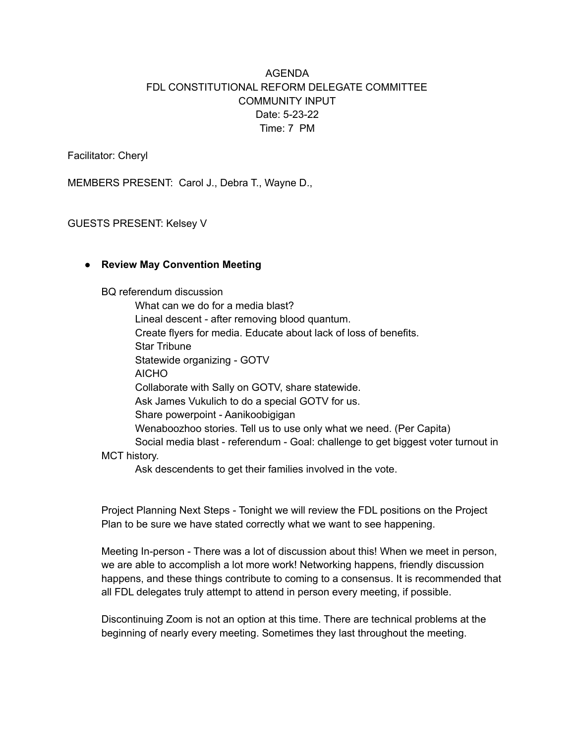AGENDA
FDL CONSTITUTIONAL REFORM DELEGATE COMMITTEE
COMMUNITY INPUT
Date: 5-23-22
Time: 7 PM

Facilitator: Cheryl

MEMBERS PRESENT: Carol J., Debra T., Wayne D.,

GUESTS PRESENT: Kelsey V

- **Review May Convention Meeting**

  BQ referendum discussion
  - What can we do for a media blast?
  - Lineal descent - after removing blood quantum.
  - Create flyers for media. Educate about lack of loss of benefits.
  - Star Tribune
  - Statewide organizing - GOTV
  - AICHO
  - Collaborate with Sally on GOTV, share statewide.
  - Ask James Vukulich to do a special GOTV for us.
  - Share powerpoint - Aanikoobigigan
  - Wenaboozhoo stories. Tell us to use only what we need. (Per Capita)
  - Social media blast - referendum - Goal: challenge to get biggest voter turnout in MCT history.
  - Ask descendents to get their families involved in the vote.

  Project Planning Next Steps - Tonight we will review the FDL positions on the Project Plan to be sure we have stated correctly what we want to see happening.

  Meeting In-person - There was a lot of discussion about this! When we meet in person, we are able to accomplish a lot more work! Networking happens, friendly discussion happens, and these things contribute to coming to a consensus. It is recommended that all FDL delegates truly attempt to attend in person every meeting, if possible.

  Discontinuing Zoom is not an option at this time. There are technical problems at the beginning of nearly every meeting. Sometimes they last throughout the meeting.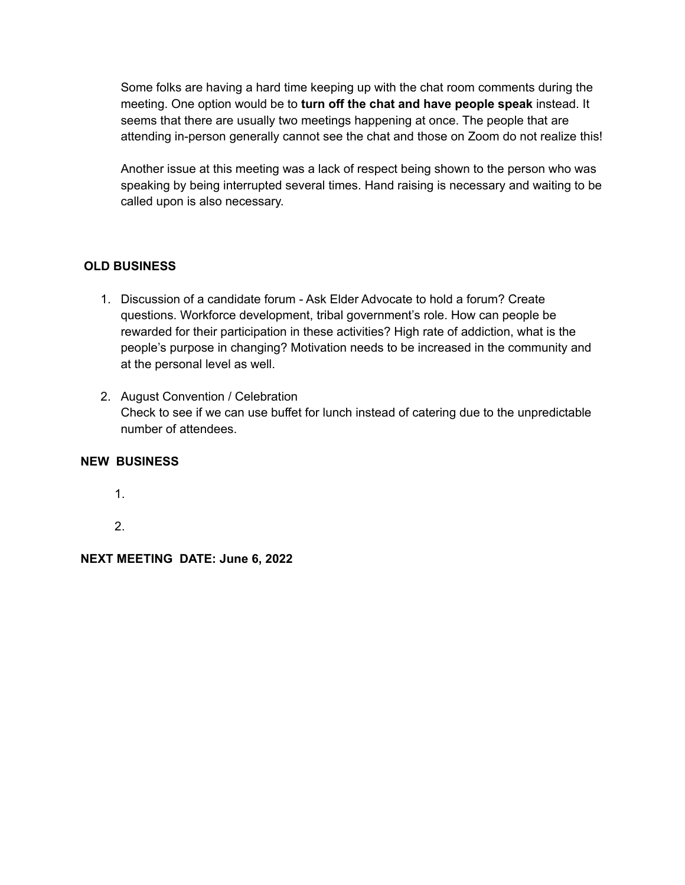Some folks are having a hard time keeping up with the chat room comments during the meeting. One option would be to **turn off the chat and have people speak** instead. It seems that there are usually two meetings happening at once. The people that are attending in-person generally cannot see the chat and those on Zoom do not realize this!

Another issue at this meeting was a lack of respect being shown to the person who was speaking by being interrupted several times. Hand raising is necessary and waiting to be called upon is also necessary.

**OLD BUSINESS**

1. Discussion of a candidate forum - Ask Elder Advocate to hold a forum? Create questions. Workforce development, tribal government's role. How can people be rewarded for their participation in these activities? High rate of addiction, what is the people's purpose in changing? Motivation needs to be increased in the community and at the personal level as well.

2. August Convention / Celebration
   Check to see if we can use buffet for lunch instead of catering due to the unpredictable number of attendees.

**NEW BUSINESS**

1.

2.

**NEXT MEETING DATE: June 6, 2022**